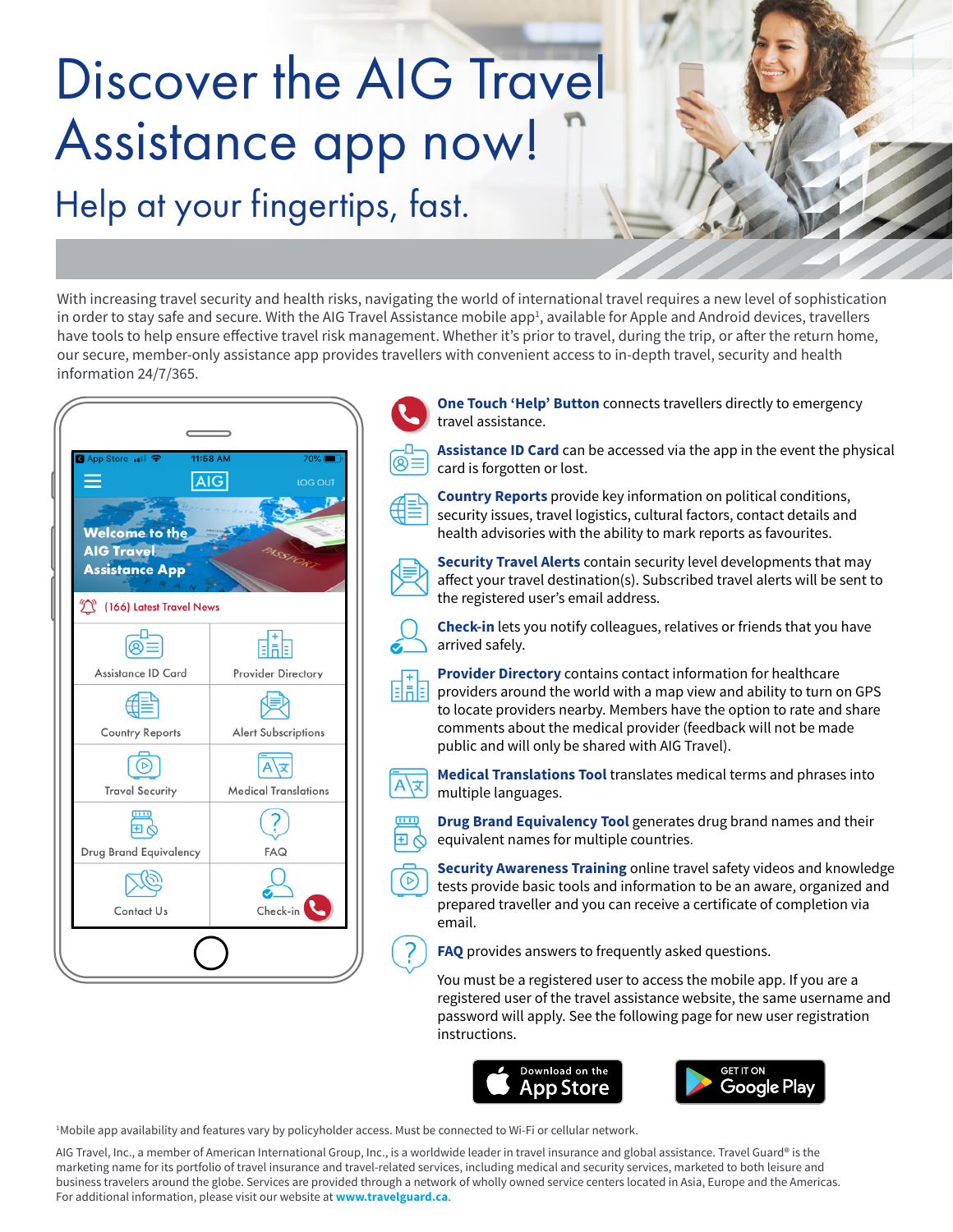# Discover the AIG Travel Assistance app now!

## Help at your fingertips, fast.

With increasing travel security and health risks, navigating the world of international travel requires a new level of sophistication in order to stay safe and secure. With the AIG Travel Assistance mobile app[1], available for Apple and Android devices, travellers have tools to help ensure effective travel risk management. Whether it's prior to travel, during the trip, or after the return home, our secure, member-only assistance app provides travellers with convenient access to in-depth travel, security and health information 24/7/365.

**One Touch 'Help' Button** connects travellers directly to emergency travel assistance.

**Assistance ID Card** can be accessed via the app in the event the physical card is forgotten or lost.

**Country Reports** provide key information on political conditions, security issues, travel logistics, cultural factors, contact details and health advisories with the ability to mark reports as favourites.

**Security Travel Alerts** contain security level developments that may affect your travel destination(s). Subscribed travel alerts will be sent to the registered user's email address.

**Check-in** lets you notify colleagues, relatives or friends that you have arrived safely.

**Provider Directory** contains contact information for healthcare providers around the world with a map view and ability to turn on GPS to locate providers nearby. Members have the option to rate and share comments about the medical provider (feedback will not be made public and will only be shared with AIG Travel).

**Medical Translations Tool** translates medical terms and phrases into multiple languages.

**Drug Brand Equivalency Tool** generates drug brand names and their equivalent names for multiple countries.

**Security Awareness Training** online travel safety videos and knowledge tests provide basic tools and information to be an aware, organized and prepared traveller and you can receive a certificate of completion via email.

**FAQ** provides answers to frequently asked questions.

You must be a registered user to access the mobile app. If you are a registered user of the travel assistance website, the same username and password will apply. See the following page for new user registration instructions.

Download on the App Store | GET IT ON Google Play

[1]Mobile app availability and features vary by policyholder access. Must be connected to Wi-Fi or cellular network.

AIG Travel, Inc., a member of American International Group, Inc., is a worldwide leader in travel insurance and global assistance. Travel Guard® is the marketing name for its portfolio of travel insurance and travel-related services, including medical and security services, marketed to both leisure and business travelers around the globe. Services are provided through a network of wholly owned service centers located in Asia, Europe and the Americas. For additional information, please visit our website at **www.travelguard.ca**.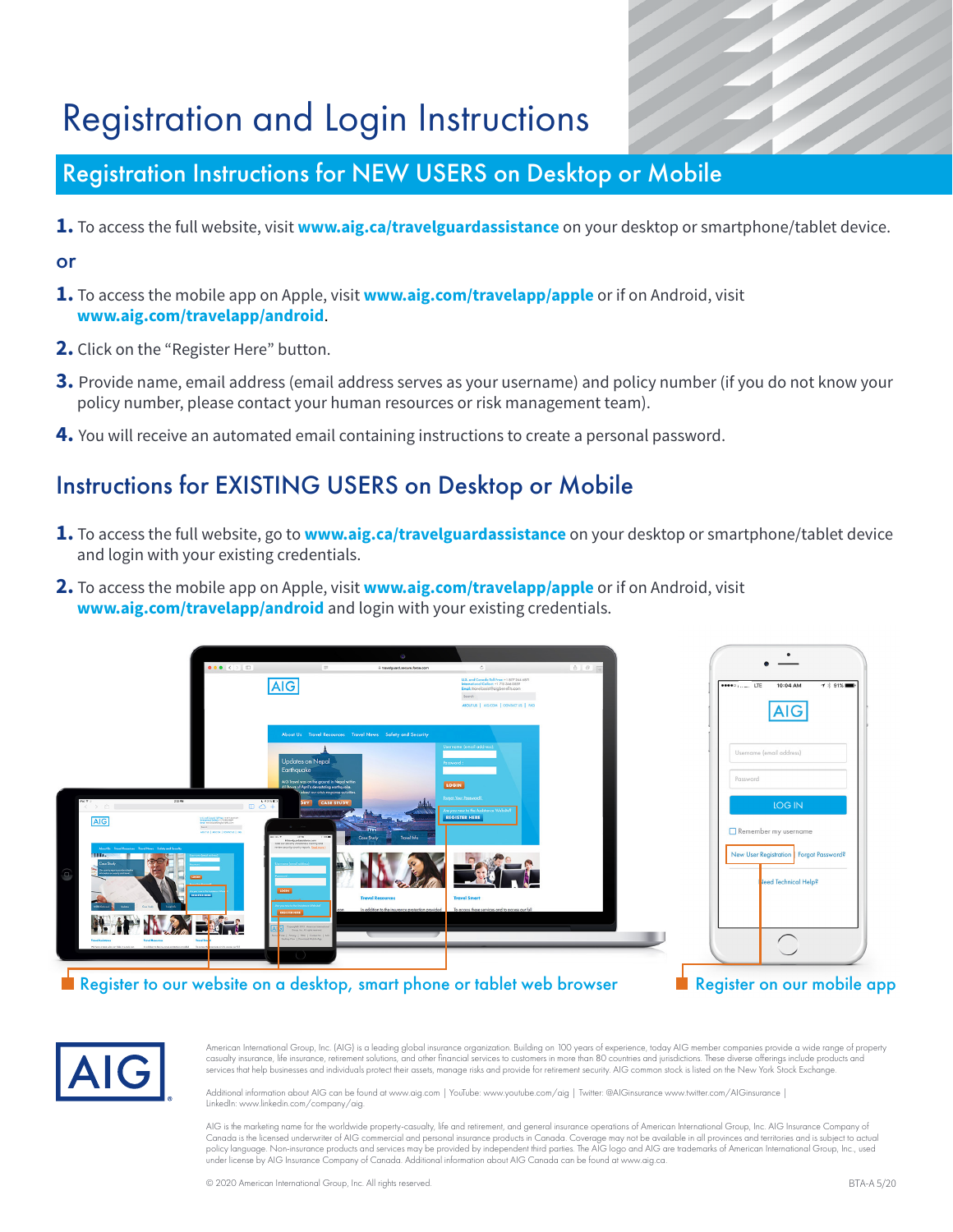# Registration and Login Instructions

## Registration Instructions for NEW USERS on Desktop or Mobile

1. To access the full website, visit **www.aig.ca/travelguardassistance** on your desktop or smartphone/tablet device.

or

1. To access the mobile app on Apple, visit **www.aig.com/travelapp/apple** or if on Android, visit **www.aig.com/travelapp/android**.
2. Click on the “Register Here” button.
3. Provide name, email address (email address serves as your username) and policy number (if you do not know your policy number, please contact your human resources or risk management team).
4. You will receive an automated email containing instructions to create a personal password.

## Instructions for EXISTING USERS on Desktop or Mobile

1. To access the full website, go to **www.aig.ca/travelguardassistance** on your desktop or smartphone/tablet device and login with your existing credentials.
2. To access the mobile app on Apple, visit **www.aig.com/travelapp/apple** or if on Android, visit **www.aig.com/travelapp/android** and login with your existing credentials.

Register to our website on a desktop, smart phone or tablet web browser

Register on our mobile app

American International Group, Inc. (AIG) is a leading global insurance organization. Building on 100 years of experience, today AIG member companies provide a wide range of property casualty insurance, life insurance, retirement solutions, and other financial services to customers in more than 80 countries and jurisdictions. These diverse offerings include products and services that help businesses and individuals protect their assets, manage risks and provide for retirement security. AIG common stock is listed on the New York Stock Exchange.

Additional information about AIG can be found at www.aig.com | YouTube: www.youtube.com/aig | Twitter: @AIGinsurance www.twitter.com/AIGinsurance | LinkedIn: www.linkedin.com/company/aig.

AIG is the marketing name for the worldwide property-casualty, life and retirement, and general insurance operations of American International Group, Inc. AIG Insurance Company of Canada is the licensed underwriter of AIG commercial and personal insurance products in Canada. Coverage may not be available in all provinces and territories and is subject to actual policy language. Non-insurance products and services may be provided by independent third parties. The AIG logo and AIG are trademarks of American International Group, Inc., used under license by AIG Insurance Company of Canada. Additional information about AIG Canada can be found at www.aig.ca.

© 2020 American International Group, Inc. All rights reserved.

BTA-A 5/20